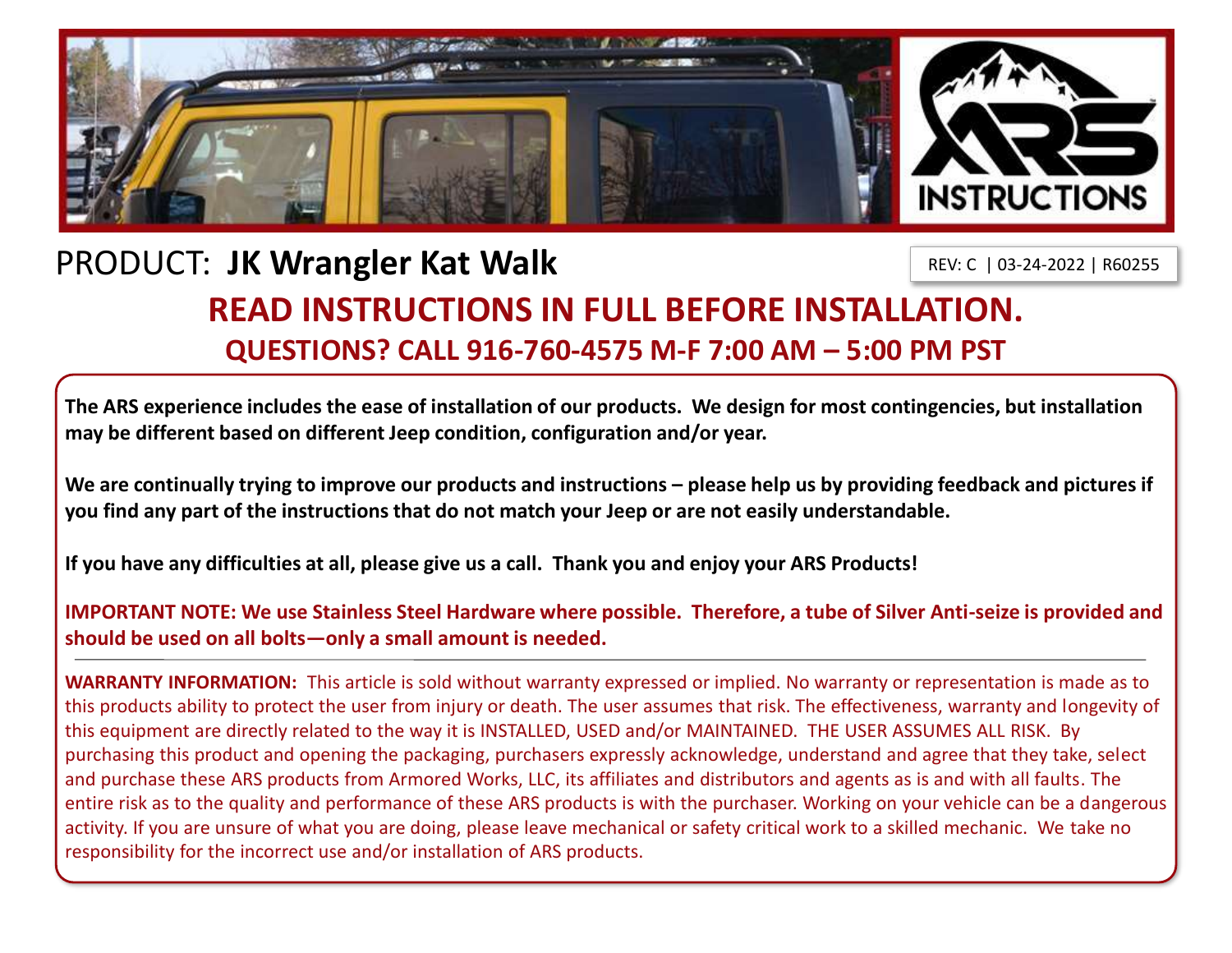PRODUCT: **JK Wrangler Kat Walk**

REV: C | 03-24-2022 | R60255

## READ INSTRUCTIONS IN FULL BEFORE INSTALLATION.

### QUESTIONS? CALL 916-760-4575 M-F 7:00 AM – 5:00 PM PST

**The ARS experience includes the ease of installation of our products. We design for most contingencies, but installation may be different based on different Jeep condition, configuration and/or year.**

**We are continually trying to improve our products and instructions – please help us by providing feedback and pictures if you find any part of the instructions that do not match your Jeep or are not easily understandable.**

**If you have any difficulties at all, please give us a call. Thank you and enjoy your ARS Products!**

**IMPORTANT NOTE: We use Stainless Steel Hardware where possible. Therefore, a tube of Silver Anti-seize is provided and should be used on all bolts—only a small amount is needed.**

---

**WARRANTY INFORMATION:** This article is sold without warranty expressed or implied. No warranty or representation is made as to this products ability to protect the user from injury or death. The user assumes that risk. The effectiveness, warranty and longevity of this equipment are directly related to the way it is INSTALLED, USED and/or MAINTAINED. THE USER ASSUMES ALL RISK. By purchasing this product and opening the packaging, purchasers expressly acknowledge, understand and agree that they take, select and purchase these ARS products from Armored Works, LLC, its affiliates and distributors and agents as is and with all faults. The entire risk as to the quality and performance of these ARS products is with the purchaser. Working on your vehicle can be a dangerous activity. If you are unsure of what you are doing, please leave mechanical or safety critical work to a skilled mechanic. We take no responsibility for the incorrect use and/or installation of ARS products.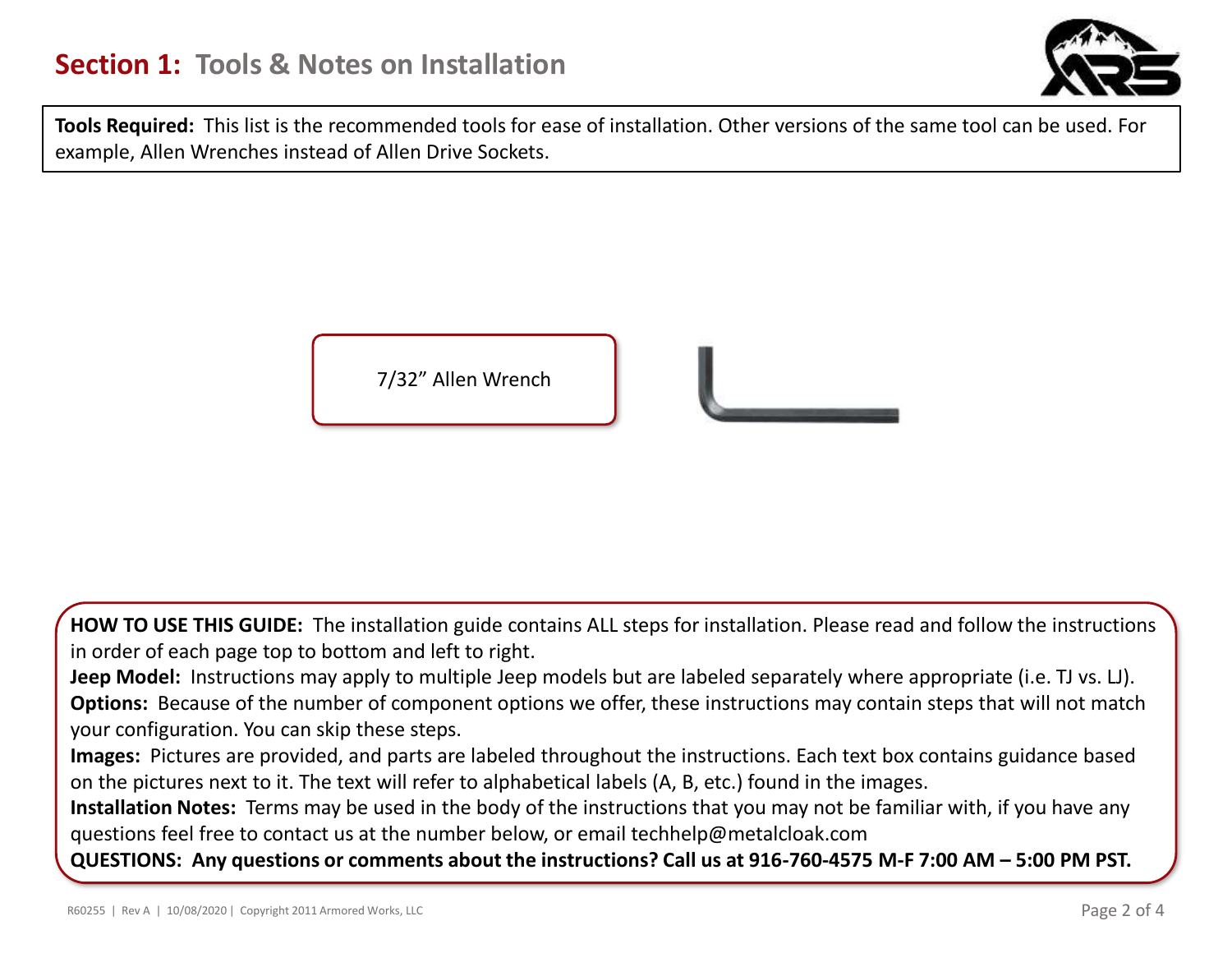## **Section 1:** Tools & Notes on Installation

**Tools Required:** This list is the recommended tools for ease of installation. Other versions of the same tool can be used. For example, Allen Wrenches instead of Allen Drive Sockets.

7/32" Allen Wrench

**HOW TO USE THIS GUIDE:** The installation guide contains ALL steps for installation. Please read and follow the instructions in order of each page top to bottom and left to right.

**Jeep Model:** Instructions may apply to multiple Jeep models but are labeled separately where appropriate (i.e. TJ vs. LJ).

**Options:** Because of the number of component options we offer, these instructions may contain steps that will not match your configuration. You can skip these steps.

**Images:** Pictures are provided, and parts are labeled throughout the instructions. Each text box contains guidance based on the pictures next to it. The text will refer to alphabetical labels (A, B, etc.) found in the images.

**Installation Notes:** Terms may be used in the body of the instructions that you may not be familiar with, if you have any questions feel free to contact us at the number below, or email techhelp@metalcloak.com

**QUESTIONS: Any questions or comments about the instructions? Call us at 916-760-4575 M-F 7:00 AM – 5:00 PM PST.**

R60255 | Rev A | 10/08/2020 | Copyright 2011 Armored Works, LLC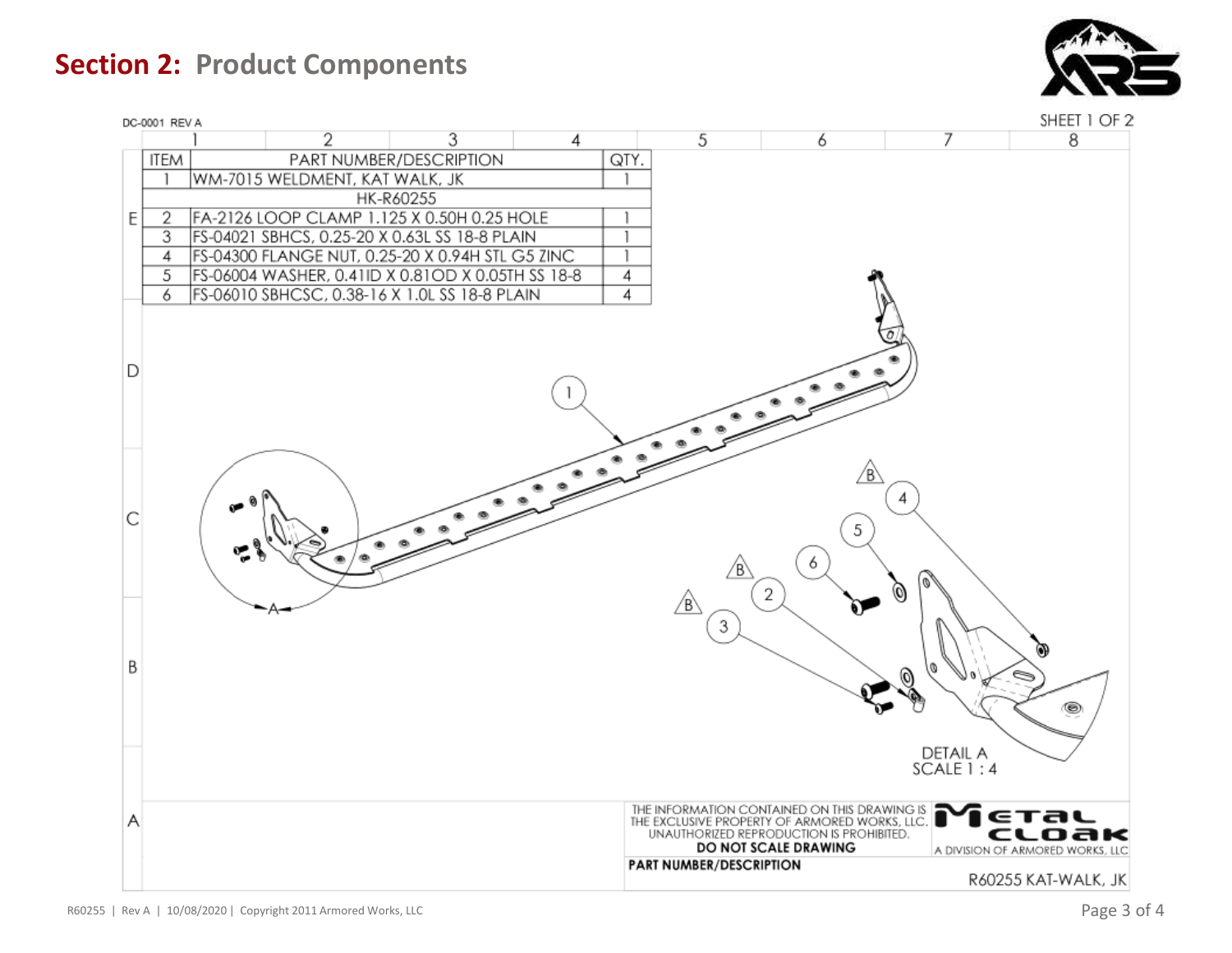## Section 2: Product Components

DC-0001 REV A

SHEET 1 OF 2

| ITEM | PART NUMBER/DESCRIPTION | QTY. |
|---|---|---|
| 1 | WM-7015 WELDMENT, KAT WALK, JK | 1 |
| | HK-R60255 | |
| 2 | FA-2126 LOOP CLAMP 1.125 X 0.50H 0.25 HOLE | 1 |
| 3 | FS-04021 SBHCS, 0.25-20 X 0.63L SS 18-8 PLAIN | 1 |
| 4 | FS-04300 FLANGE NUT, 0.25-20 X 0.94H STL G5 ZINC | 1 |
| 5 | FS-06004 WASHER, 0.41ID X 0.81OD X 0.05TH SS 18-8 | 4 |
| 6 | FS-06010 SBHCSC, 0.38-16 X 1.0L SS 18-8 PLAIN | 4 |

DETAIL A
SCALE 1 : 4

THE INFORMATION CONTAINED ON THIS DRAWING IS THE EXCLUSIVE PROPERTY OF ARMORED WORKS, LLC. UNAUTHORIZED REPRODUCTION IS PROHIBITED.

**DO NOT SCALE DRAWING**

METAL CLOAK
A DIVISION OF ARMORED WORKS, LLC

**PART NUMBER/DESCRIPTION**

R60255 KAT-WALK, JK

R60255 | Rev A | 10/08/2020 | Copyright 2011 Armored Works, LLC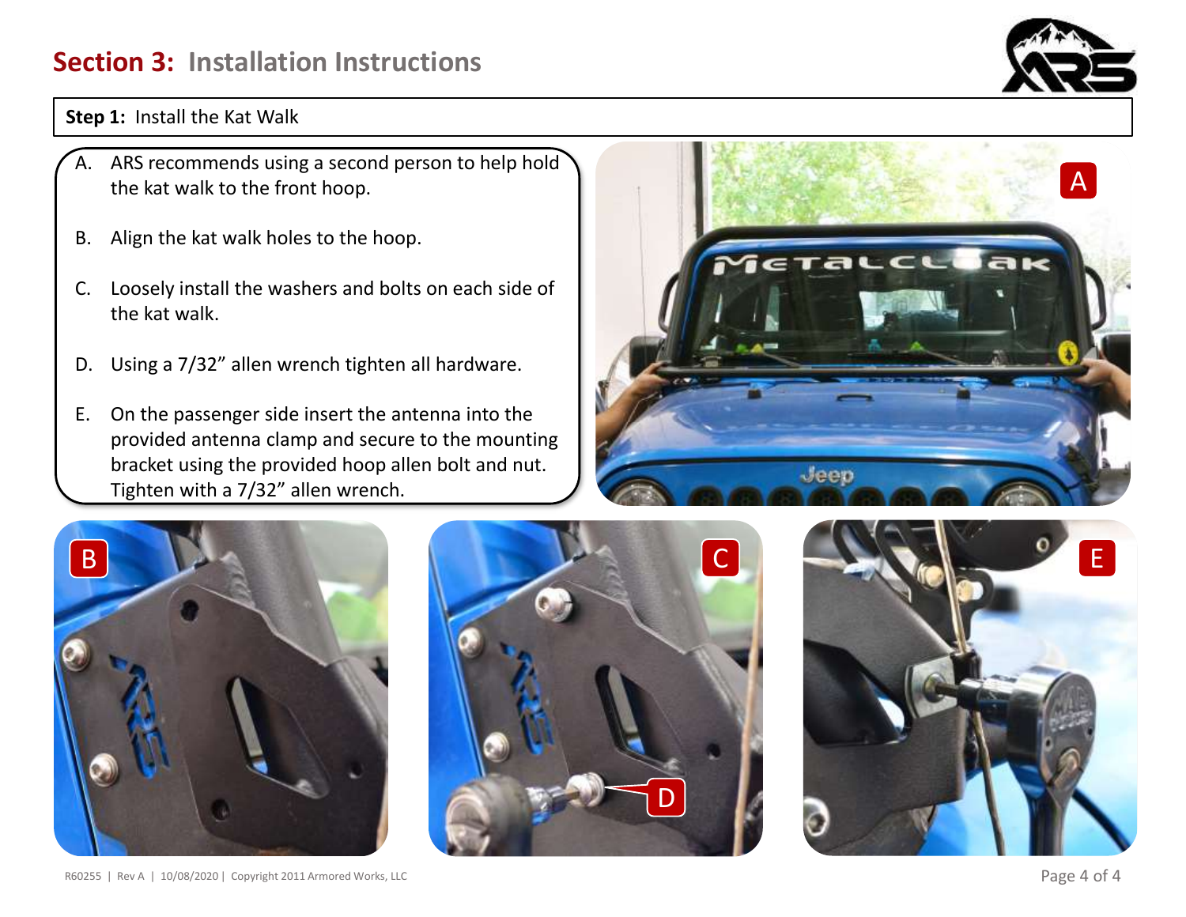## Section 3: Installation Instructions

**Step 1:** Install the Kat Walk

A. ARS recommends using a second person to help hold the kat walk to the front hoop.

B. Align the kat walk holes to the hoop.

C. Loosely install the washers and bolts on each side of the kat walk.

D. Using a 7/32” allen wrench tighten all hardware.

E. On the passenger side insert the antenna into the provided antenna clamp and secure to the mounting bracket using the provided hoop allen bolt and nut. Tighten with a 7/32” allen wrench.

R60255 | Rev A | 10/08/2020 | Copyright 2011 Armored Works, LLC